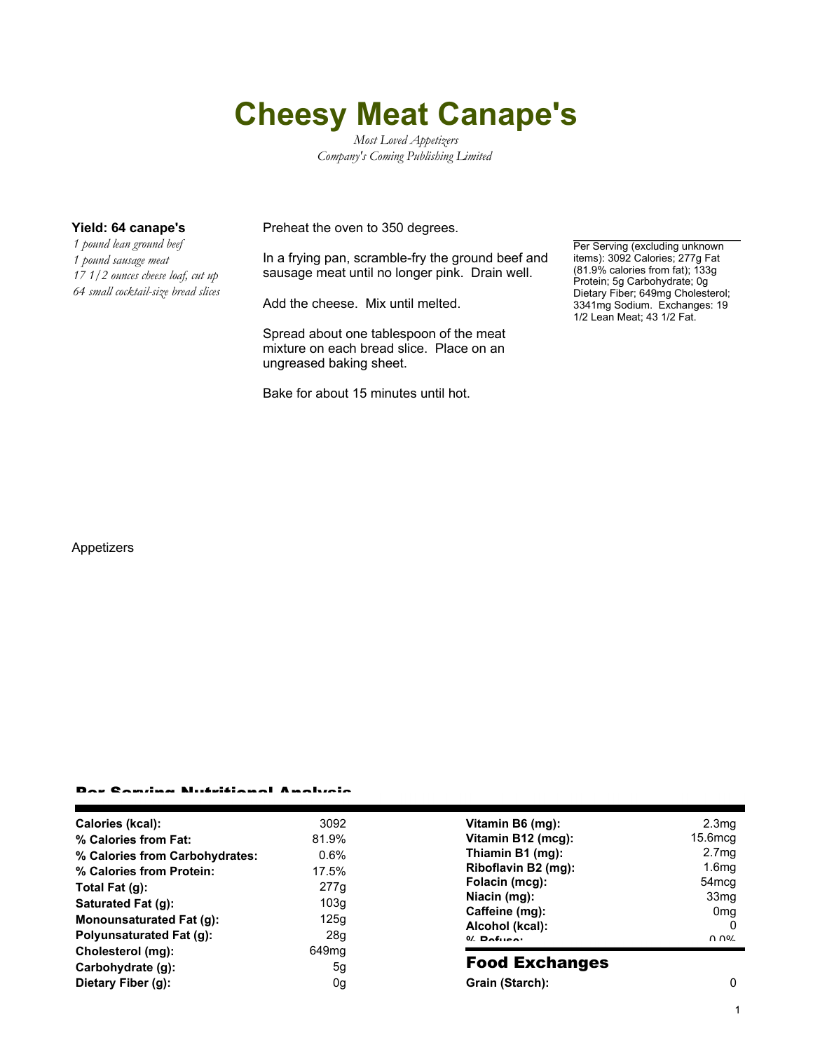# Cheesy Meat Canape's

*Most Loved Appetizers*
*Company's Coming Publishing Limited*

**Yield: 64 canape's**

*1 pound lean ground beef*
*1 pound sausage meat*
*17 1/2 ounces cheese loaf, cut up*
*64 small cocktail-size bread slices*

Preheat the oven to 350 degrees.

In a frying pan, scramble-fry the ground beef and sausage meat until no longer pink. Drain well.

Add the cheese. Mix until melted.

Spread about one tablespoon of the meat mixture on each bread slice. Place on an ungreased baking sheet.

Bake for about 15 minutes until hot.

Per Serving (excluding unknown items): 3092 Calories; 277g Fat (81.9% calories from fat); 133g Protein; 5g Carbohydrate; 0g Dietary Fiber; 649mg Cholesterol; 3341mg Sodium. Exchanges: 19 1/2 Lean Meat; 43 1/2 Fat.

Appetizers

## Per Serving Nutritional Analysis

| | |
|---|---|
| **Calories (kcal):** | 3092 |
| **% Calories from Fat:** | 81.9% |
| **% Calories from Carbohydrates:** | 0.6% |
| **% Calories from Protein:** | 17.5% |
| **Total Fat (g):** | 277g |
| **Saturated Fat (g):** | 103g |
| **Monounsaturated Fat (g):** | 125g |
| **Polyunsaturated Fat (g):** | 28g |
| **Cholesterol (mg):** | 649mg |
| **Carbohydrate (g):** | 5g |
| **Dietary Fiber (g):** | 0g |

| | |
|---|---|
| **Vitamin B6 (mg):** | 2.3mg |
| **Vitamin B12 (mcg):** | 15.6mcg |
| **Thiamin B1 (mg):** | 2.7mg |
| **Riboflavin B2 (mg):** | 1.6mg |
| **Folacin (mcg):** | 54mcg |
| **Niacin (mg):** | 33mg |
| **Caffeine (mg):** | 0mg |
| **Alcohol (kcal):** | 0 |
| **% Refuse:** | 0.0% |

## Food Exchanges

| | |
|---|---|
| **Grain (Starch):** | 0 |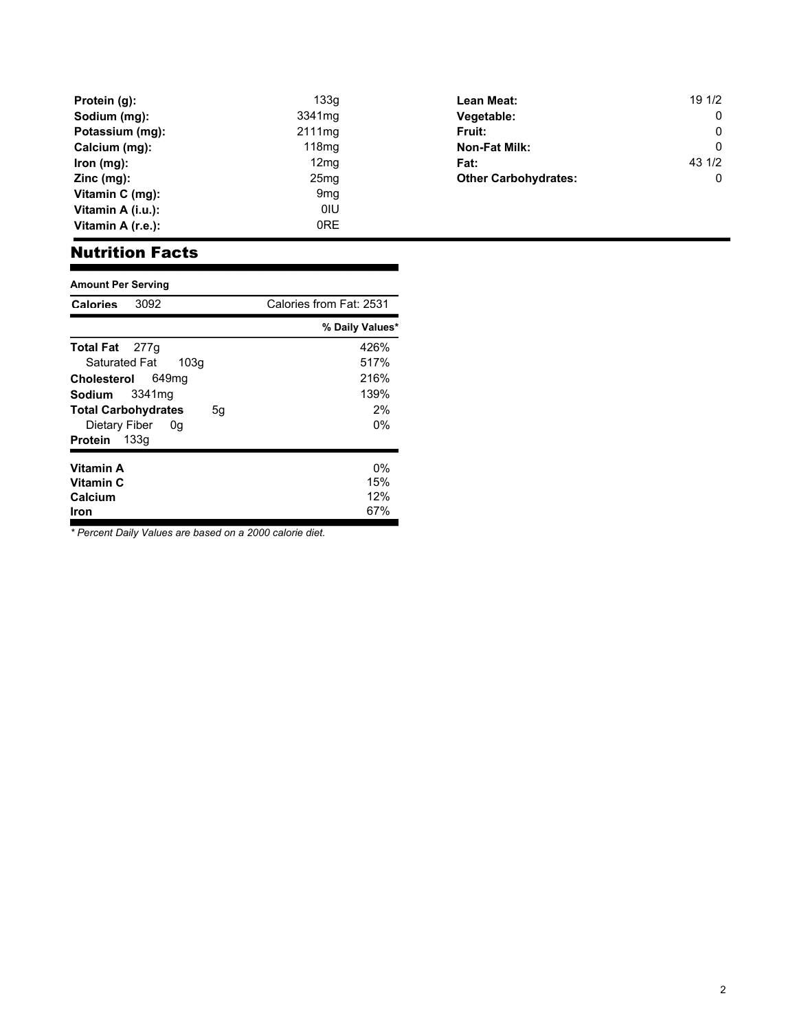| | |
|---|---|
| **Protein (g):** | 133g |
| **Sodium (mg):** | 3341mg |
| **Potassium (mg):** | 2111mg |
| **Calcium (mg):** | 118mg |
| **Iron (mg):** | 12mg |
| **Zinc (mg):** | 25mg |
| **Vitamin C (mg):** | 9mg |
| **Vitamin A (i.u.):** | 0IU |
| **Vitamin A (r.e.):** | 0RE |

| | |
|---|---|
| **Lean Meat:** | 19 1/2 |
| **Vegetable:** | 0 |
| **Fruit:** | 0 |
| **Non-Fat Milk:** | 0 |
| **Fat:** | 43 1/2 |
| **Other Carbohydrates:** | 0 |

## Nutrition Facts

**Amount Per Serving**

| **Calories** 3092 | Calories from Fat: 2531 |
|---|---|
| | **% Daily Values*** |
| **Total Fat** 277g | 426% |
| Saturated Fat 103g | 517% |
| **Cholesterol** 649mg | 216% |
| **Sodium** 3341mg | 139% |
| **Total Carbohydrates** 5g | 2% |
| Dietary Fiber 0g | 0% |
| **Protein** 133g | |
| **Vitamin A** | 0% |
| **Vitamin C** | 15% |
| **Calcium** | 12% |
| **Iron** | 67% |

*\* Percent Daily Values are based on a 2000 calorie diet.*